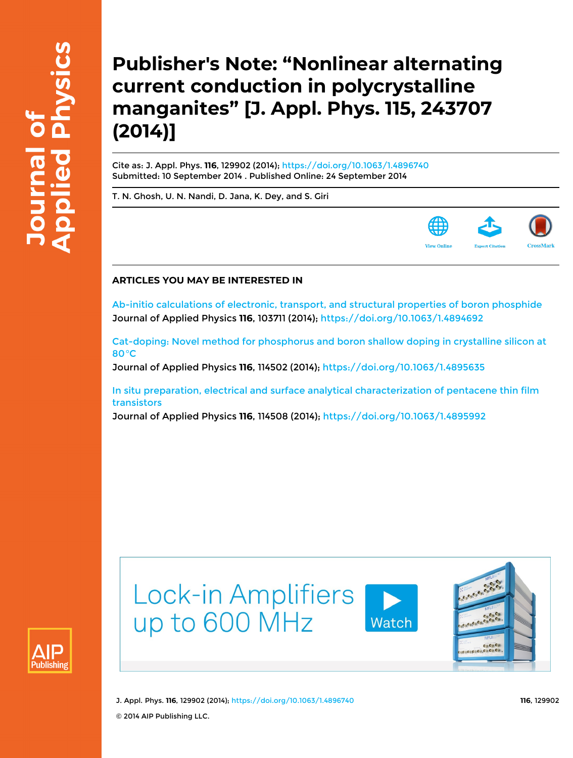# Publisher's Note: "Nonlinear alternating current conduction in polycrystalline manganites" [J. Appl. Phys. 115, 243707 (2014)]

Cite as: J. Appl. Phys. **116**, 129902 (2014); https://doi.org/10.1063/1.4896740
Submitted: 10 September 2014 . Published Online: 24 September 2014

T. N. Ghosh, U. N. Nandi, D. Jana, K. Dey, and S. Giri

View Online | Export Citation | CrossMark

## ARTICLES YOU MAY BE INTERESTED IN

Ab-initio calculations of electronic, transport, and structural properties of boron phosphide
Journal of Applied Physics **116**, 103711 (2014); https://doi.org/10.1063/1.4894692

Cat-doping: Novel method for phosphorus and boron shallow doping in crystalline silicon at 80 °C
Journal of Applied Physics **116**, 114502 (2014); https://doi.org/10.1063/1.4895635

In situ preparation, electrical and surface analytical characterization of pentacene thin film transistors
Journal of Applied Physics **116**, 114508 (2014); https://doi.org/10.1063/1.4895992

Lock-in Amplifiers up to 600 MHz

Watch

© 2014 AIP Publishing LLC.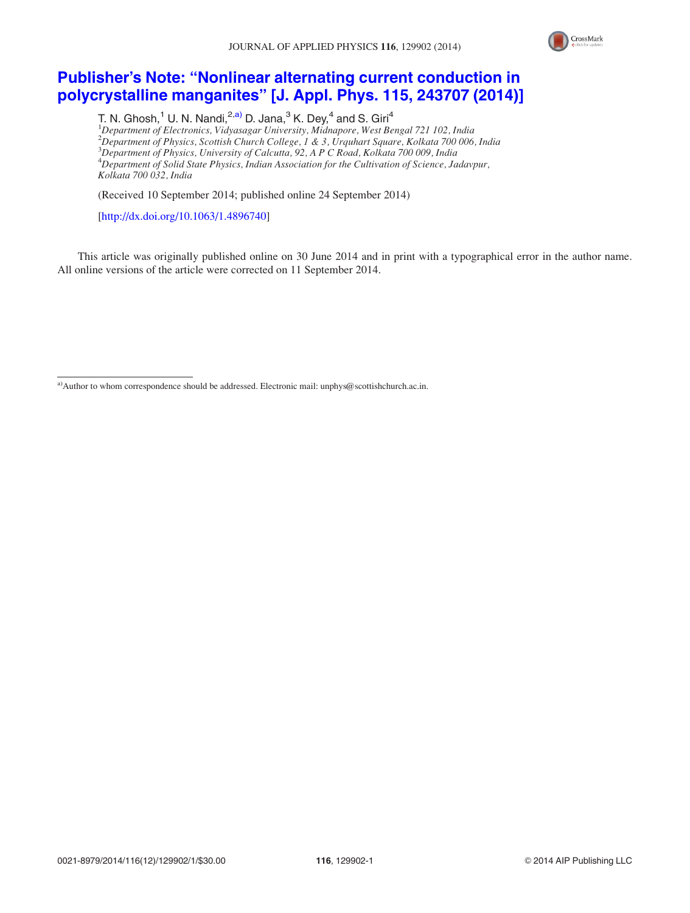# Publisher's Note: "Nonlinear alternating current conduction in polycrystalline manganites" [J. Appl. Phys. 115, 243707 (2014)]

T. N. Ghosh,[1] U. N. Nandi,[2,a)] D. Jana,[3] K. Dey,[4] and S. Giri[4]

[1]*Department of Electronics, Vidyasagar University, Midnapore, West Bengal 721 102, India*
[2]*Department of Physics, Scottish Church College, 1 & 3, Urquhart Square, Kolkata 700 006, India*
[3]*Department of Physics, University of Calcutta, 92, A P C Road, Kolkata 700 009, India*
[4]*Department of Solid State Physics, Indian Association for the Cultivation of Science, Jadavpur, Kolkata 700 032, India*

(Received 10 September 2014; published online 24 September 2014)

[http://dx.doi.org/10.1063/1.4896740]

This article was originally published online on 30 June 2014 and in print with a typographical error in the author name. All online versions of the article were corrected on 11 September 2014.

[a)]Author to whom correspondence should be addressed. Electronic mail: unphys@scottishchurch.ac.in.